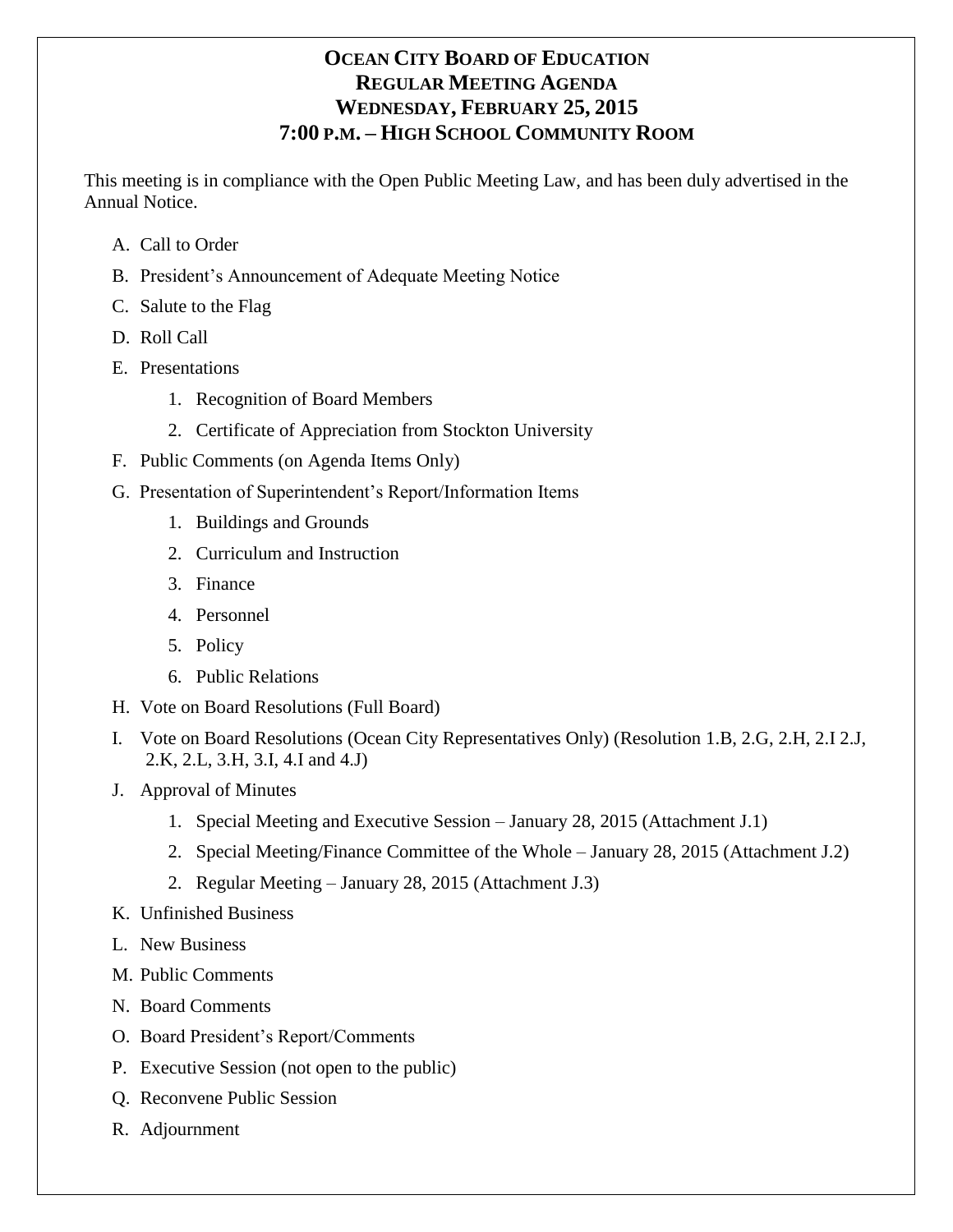# OCEAN CITY BOARD OF EDUCATION
## REGULAR MEETING AGENDA
## WEDNESDAY, FEBRUARY 25, 2015
## 7:00 P.M. – HIGH SCHOOL COMMUNITY ROOM

This meeting is in compliance with the Open Public Meeting Law, and has been duly advertised in the Annual Notice.

A. Call to Order

B. President's Announcement of Adequate Meeting Notice

C. Salute to the Flag

D. Roll Call

E. Presentations
   1. Recognition of Board Members
   2. Certificate of Appreciation from Stockton University

F. Public Comments (on Agenda Items Only)

G. Presentation of Superintendent's Report/Information Items
   1. Buildings and Grounds
   2. Curriculum and Instruction
   3. Finance
   4. Personnel
   5. Policy
   6. Public Relations

H. Vote on Board Resolutions (Full Board)

I. Vote on Board Resolutions (Ocean City Representatives Only) (Resolution 1.B, 2.G, 2.H, 2.I 2.J, 2.K, 2.L, 3.H, 3.I, 4.I and 4.J)

J. Approval of Minutes
   1. Special Meeting and Executive Session – January 28, 2015 (Attachment J.1)
   2. Special Meeting/Finance Committee of the Whole – January 28, 2015 (Attachment J.2)
   2. Regular Meeting – January 28, 2015 (Attachment J.3)

K. Unfinished Business

L. New Business

M. Public Comments

N. Board Comments

O. Board President's Report/Comments

P. Executive Session (not open to the public)

Q. Reconvene Public Session

R. Adjournment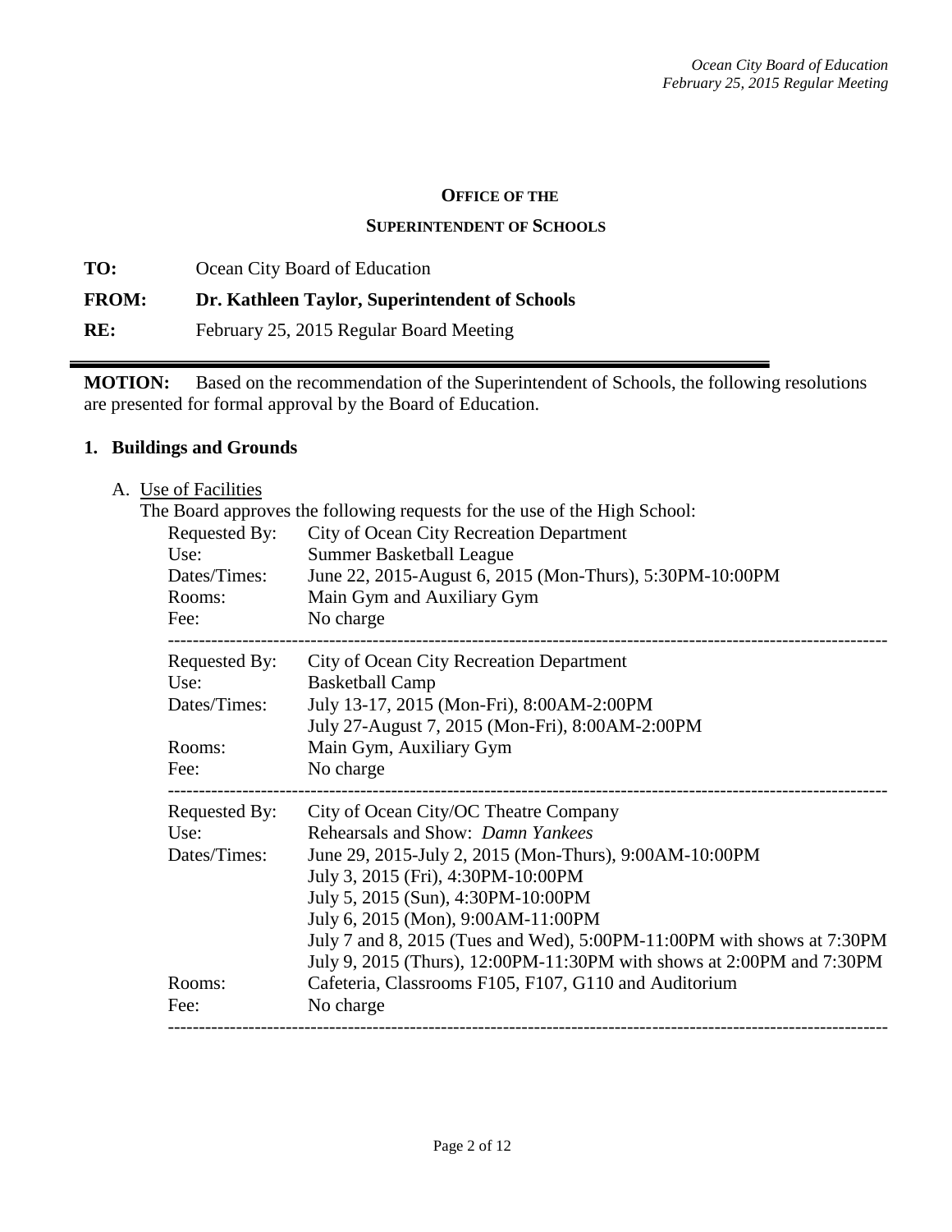**OFFICE OF THE**

**SUPERINTENDENT OF SCHOOLS**

**TO:** Ocean City Board of Education

**FROM:** **Dr. Kathleen Taylor, Superintendent of Schools**

**RE:** February 25, 2015 Regular Board Meeting

---

**MOTION:** Based on the recommendation of the Superintendent of Schools, the following resolutions are presented for formal approval by the Board of Education.

## 1. Buildings and Grounds

A. Use of Facilities

The Board approves the following requests for the use of the High School:

| | |
|---|---|
| Requested By: | City of Ocean City Recreation Department |
| Use: | Summer Basketball League |
| Dates/Times: | June 22, 2015-August 6, 2015 (Mon-Thurs), 5:30PM-10:00PM |
| Rooms: | Main Gym and Auxiliary Gym |
| Fee: | No charge |

---

| | |
|---|---|
| Requested By: | City of Ocean City Recreation Department |
| Use: | Basketball Camp |
| Dates/Times: | July 13-17, 2015 (Mon-Fri), 8:00AM-2:00PM<br>July 27-August 7, 2015 (Mon-Fri), 8:00AM-2:00PM |
| Rooms: | Main Gym, Auxiliary Gym |
| Fee: | No charge |

---

| | |
|---|---|
| Requested By: | City of Ocean City/OC Theatre Company |
| Use: | Rehearsals and Show: *Damn Yankees* |
| Dates/Times: | June 29, 2015-July 2, 2015 (Mon-Thurs), 9:00AM-10:00PM<br>July 3, 2015 (Fri), 4:30PM-10:00PM<br>July 5, 2015 (Sun), 4:30PM-10:00PM<br>July 6, 2015 (Mon), 9:00AM-11:00PM<br>July 7 and 8, 2015 (Tues and Wed), 5:00PM-11:00PM with shows at 7:30PM<br>July 9, 2015 (Thurs), 12:00PM-11:30PM with shows at 2:00PM and 7:30PM |
| Rooms: | Cafeteria, Classrooms F105, F107, G110 and Auditorium |
| Fee: | No charge |

---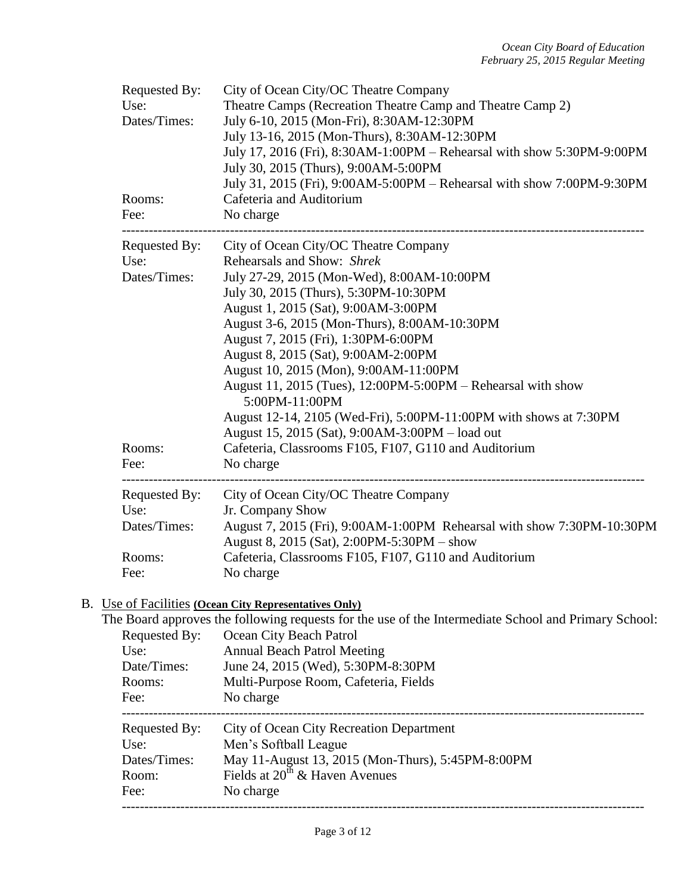| | |
|---|---|
| Requested By: | City of Ocean City/OC Theatre Company |
| Use: | Theatre Camps (Recreation Theatre Camp and Theatre Camp 2) |
| Dates/Times: | July 6-10, 2015 (Mon-Fri), 8:30AM-12:30PM<br>July 13-16, 2015 (Mon-Thurs), 8:30AM-12:30PM<br>July 17, 2016 (Fri), 8:30AM-1:00PM – Rehearsal with show 5:30PM-9:00PM<br>July 30, 2015 (Thurs), 9:00AM-5:00PM<br>July 31, 2015 (Fri), 9:00AM-5:00PM – Rehearsal with show 7:00PM-9:30PM |
| Rooms: | Cafeteria and Auditorium |
| Fee: | No charge |

---

| | |
|---|---|
| Requested By: | City of Ocean City/OC Theatre Company |
| Use: | Rehearsals and Show: *Shrek* |
| Dates/Times: | July 27-29, 2015 (Mon-Wed), 8:00AM-10:00PM<br>July 30, 2015 (Thurs), 5:30PM-10:30PM<br>August 1, 2015 (Sat), 9:00AM-3:00PM<br>August 3-6, 2015 (Mon-Thurs), 8:00AM-10:30PM<br>August 7, 2015 (Fri), 1:30PM-6:00PM<br>August 8, 2015 (Sat), 9:00AM-2:00PM<br>August 10, 2015 (Mon), 9:00AM-11:00PM<br>August 11, 2015 (Tues), 12:00PM-5:00PM – Rehearsal with show 5:00PM-11:00PM<br>August 12-14, 2105 (Wed-Fri), 5:00PM-11:00PM with shows at 7:30PM<br>August 15, 2015 (Sat), 9:00AM-3:00PM – load out |
| Rooms: | Cafeteria, Classrooms F105, F107, G110 and Auditorium |
| Fee: | No charge |

---

| | |
|---|---|
| Requested By: | City of Ocean City/OC Theatre Company |
| Use: | Jr. Company Show |
| Dates/Times: | August 7, 2015 (Fri), 9:00AM-1:00PM Rehearsal with show 7:30PM-10:30PM<br>August 8, 2015 (Sat), 2:00PM-5:30PM – show |
| Rooms: | Cafeteria, Classrooms F105, F107, G110 and Auditorium |
| Fee: | No charge |

B. Use of Facilities **(Ocean City Representatives Only)**

The Board approves the following requests for the use of the Intermediate School and Primary School:

| | |
|---|---|
| Requested By: | Ocean City Beach Patrol |
| Use: | Annual Beach Patrol Meeting |
| Date/Times: | June 24, 2015 (Wed), 5:30PM-8:30PM |
| Rooms: | Multi-Purpose Room, Cafeteria, Fields |
| Fee: | No charge |

---

| | |
|---|---|
| Requested By: | City of Ocean City Recreation Department |
| Use: | Men's Softball League |
| Dates/Times: | May 11-August 13, 2015 (Mon-Thurs), 5:45PM-8:00PM |
| Room: | Fields at 20th & Haven Avenues |
| Fee: | No charge |

---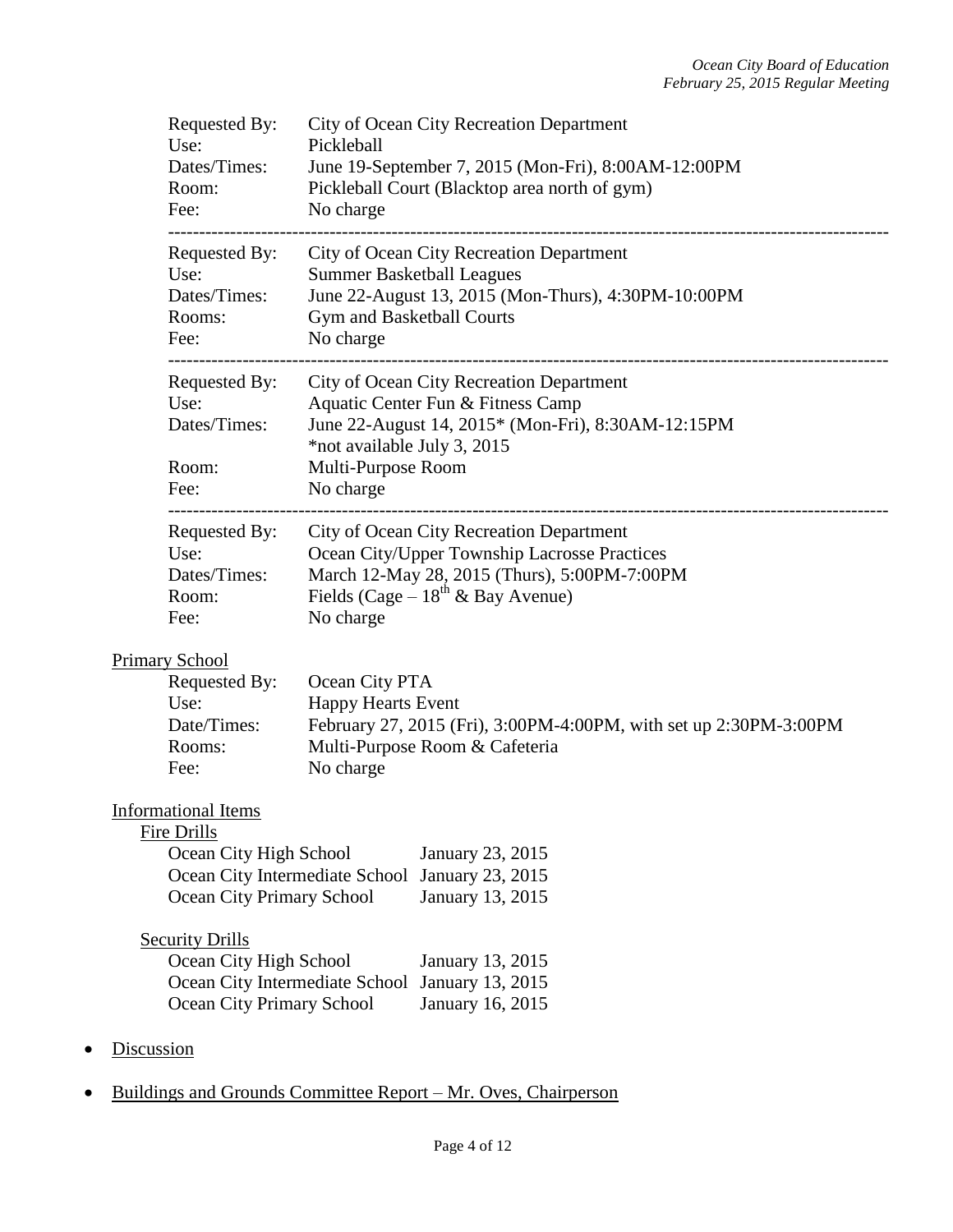Requested By: City of Ocean City Recreation Department
Use: Pickleball
Dates/Times: June 19-September 7, 2015 (Mon-Fri), 8:00AM-12:00PM
Room: Pickleball Court (Blacktop area north of gym)
Fee: No charge

---

Requested By: City of Ocean City Recreation Department
Use: Summer Basketball Leagues
Dates/Times: June 22-August 13, 2015 (Mon-Thurs), 4:30PM-10:00PM
Rooms: Gym and Basketball Courts
Fee: No charge

---

Requested By: City of Ocean City Recreation Department
Use: Aquatic Center Fun & Fitness Camp
Dates/Times: June 22-August 14, 2015* (Mon-Fri), 8:30AM-12:15PM
*not available July 3, 2015
Room: Multi-Purpose Room
Fee: No charge

---

Requested By: City of Ocean City Recreation Department
Use: Ocean City/Upper Township Lacrosse Practices
Dates/Times: March 12-May 28, 2015 (Thurs), 5:00PM-7:00PM
Room: Fields (Cage – 18th & Bay Avenue)
Fee: No charge

Primary School

Requested By: Ocean City PTA
Use: Happy Hearts Event
Date/Times: February 27, 2015 (Fri), 3:00PM-4:00PM, with set up 2:30PM-3:00PM
Rooms: Multi-Purpose Room & Cafeteria
Fee: No charge

Informational Items

Fire Drills

| | |
|---|---|
| Ocean City High School | January 23, 2015 |
| Ocean City Intermediate School | January 23, 2015 |
| Ocean City Primary School | January 13, 2015 |

Security Drills

| | |
|---|---|
| Ocean City High School | January 13, 2015 |
| Ocean City Intermediate School | January 13, 2015 |
| Ocean City Primary School | January 16, 2015 |

- Discussion
- Buildings and Grounds Committee Report – Mr. Oves, Chairperson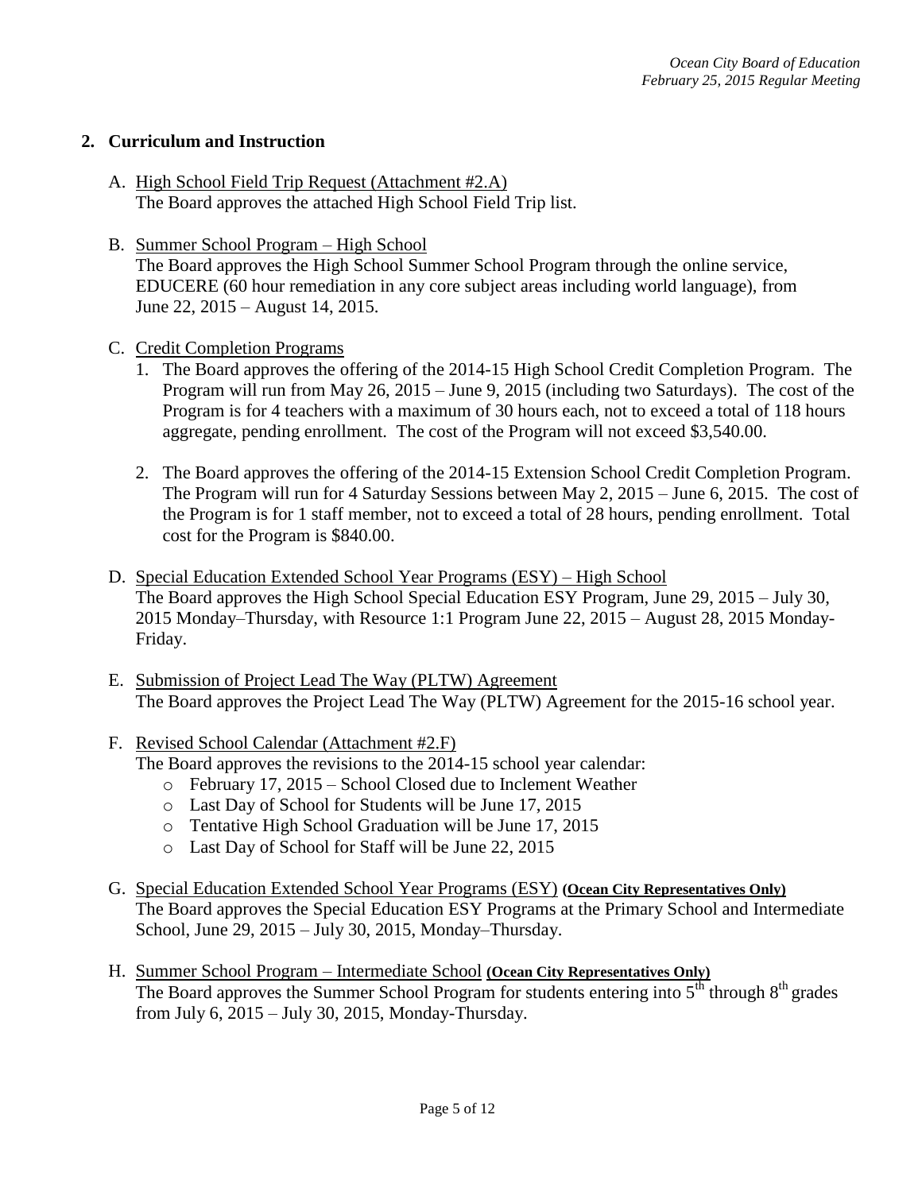## 2. Curriculum and Instruction

A. <u>High School Field Trip Request (Attachment #2.A)</u>
The Board approves the attached High School Field Trip list.

B. <u>Summer School Program – High School</u>
The Board approves the High School Summer School Program through the online service, EDUCERE (60 hour remediation in any core subject areas including world language), from June 22, 2015 – August 14, 2015.

C. <u>Credit Completion Programs</u>

1. The Board approves the offering of the 2014-15 High School Credit Completion Program. The Program will run from May 26, 2015 – June 9, 2015 (including two Saturdays). The cost of the Program is for 4 teachers with a maximum of 30 hours each, not to exceed a total of 118 hours aggregate, pending enrollment. The cost of the Program will not exceed $3,540.00.

2. The Board approves the offering of the 2014-15 Extension School Credit Completion Program. The Program will run for 4 Saturday Sessions between May 2, 2015 – June 6, 2015. The cost of the Program is for 1 staff member, not to exceed a total of 28 hours, pending enrollment. Total cost for the Program is $840.00.

D. <u>Special Education Extended School Year Programs (ESY) – High School</u>
The Board approves the High School Special Education ESY Program, June 29, 2015 – July 30, 2015 Monday–Thursday, with Resource 1:1 Program June 22, 2015 – August 28, 2015 Monday-Friday.

E. <u>Submission of Project Lead The Way (PLTW) Agreement</u>
The Board approves the Project Lead The Way (PLTW) Agreement for the 2015-16 school year.

F. <u>Revised School Calendar (Attachment #2.F)</u>
The Board approves the revisions to the 2014-15 school year calendar:

- February 17, 2015 – School Closed due to Inclement Weather
- Last Day of School for Students will be June 17, 2015
- Tentative High School Graduation will be June 17, 2015
- Last Day of School for Staff will be June 22, 2015

G. <u>Special Education Extended School Year Programs (ESY)</u> **<u>(Ocean City Representatives Only)</u>**
The Board approves the Special Education ESY Programs at the Primary School and Intermediate School, June 29, 2015 – July 30, 2015, Monday–Thursday.

H. <u>Summer School Program – Intermediate School</u> **<u>(Ocean City Representatives Only)</u>**
The Board approves the Summer School Program for students entering into 5th through 8th grades from July 6, 2015 – July 30, 2015, Monday-Thursday.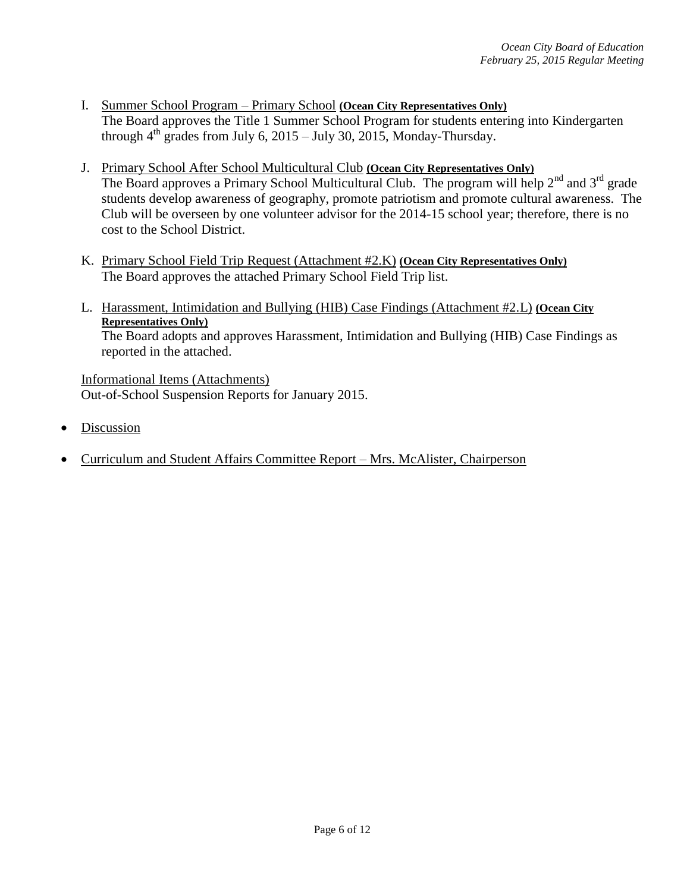I. Summer School Program – Primary School **(Ocean City Representatives Only)**
   The Board approves the Title 1 Summer School Program for students entering into Kindergarten through 4th grades from July 6, 2015 – July 30, 2015, Monday-Thursday.

J. Primary School After School Multicultural Club **(Ocean City Representatives Only)**
   The Board approves a Primary School Multicultural Club. The program will help 2nd and 3rd grade students develop awareness of geography, promote patriotism and promote cultural awareness. The Club will be overseen by one volunteer advisor for the 2014-15 school year; therefore, there is no cost to the School District.

K. Primary School Field Trip Request (Attachment #2.K) **(Ocean City Representatives Only)**
   The Board approves the attached Primary School Field Trip list.

L. Harassment, Intimidation and Bullying (HIB) Case Findings (Attachment #2.L) **(Ocean City Representatives Only)**
   The Board adopts and approves Harassment, Intimidation and Bullying (HIB) Case Findings as reported in the attached.

Informational Items (Attachments)
Out-of-School Suspension Reports for January 2015.

- Discussion

- Curriculum and Student Affairs Committee Report – Mrs. McAlister, Chairperson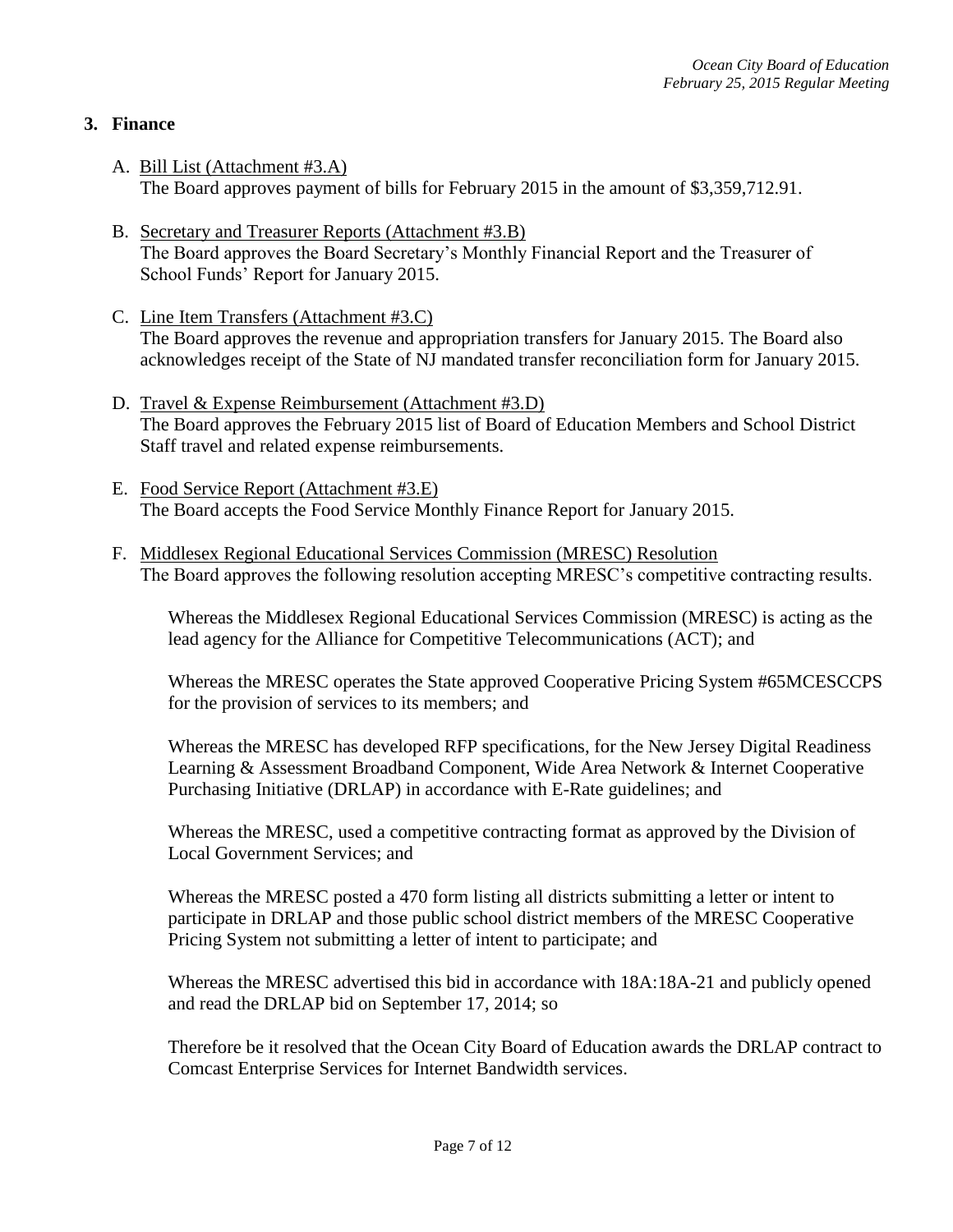## 3. Finance

A. Bill List (Attachment #3.A)
The Board approves payment of bills for February 2015 in the amount of $3,359,712.91.

B. Secretary and Treasurer Reports (Attachment #3.B)
The Board approves the Board Secretary's Monthly Financial Report and the Treasurer of School Funds' Report for January 2015.

C. Line Item Transfers (Attachment #3.C)
The Board approves the revenue and appropriation transfers for January 2015. The Board also acknowledges receipt of the State of NJ mandated transfer reconciliation form for January 2015.

D. Travel & Expense Reimbursement (Attachment #3.D)
The Board approves the February 2015 list of Board of Education Members and School District Staff travel and related expense reimbursements.

E. Food Service Report (Attachment #3.E)
The Board accepts the Food Service Monthly Finance Report for January 2015.

F. Middlesex Regional Educational Services Commission (MRESC) Resolution
The Board approves the following resolution accepting MRESC's competitive contracting results.

Whereas the Middlesex Regional Educational Services Commission (MRESC) is acting as the lead agency for the Alliance for Competitive Telecommunications (ACT); and

Whereas the MRESC operates the State approved Cooperative Pricing System #65MCESCCPS for the provision of services to its members; and

Whereas the MRESC has developed RFP specifications, for the New Jersey Digital Readiness Learning & Assessment Broadband Component, Wide Area Network & Internet Cooperative Purchasing Initiative (DRLAP) in accordance with E-Rate guidelines; and

Whereas the MRESC, used a competitive contracting format as approved by the Division of Local Government Services; and

Whereas the MRESC posted a 470 form listing all districts submitting a letter or intent to participate in DRLAP and those public school district members of the MRESC Cooperative Pricing System not submitting a letter of intent to participate; and

Whereas the MRESC advertised this bid in accordance with 18A:18A-21 and publicly opened and read the DRLAP bid on September 17, 2014; so

Therefore be it resolved that the Ocean City Board of Education awards the DRLAP contract to Comcast Enterprise Services for Internet Bandwidth services.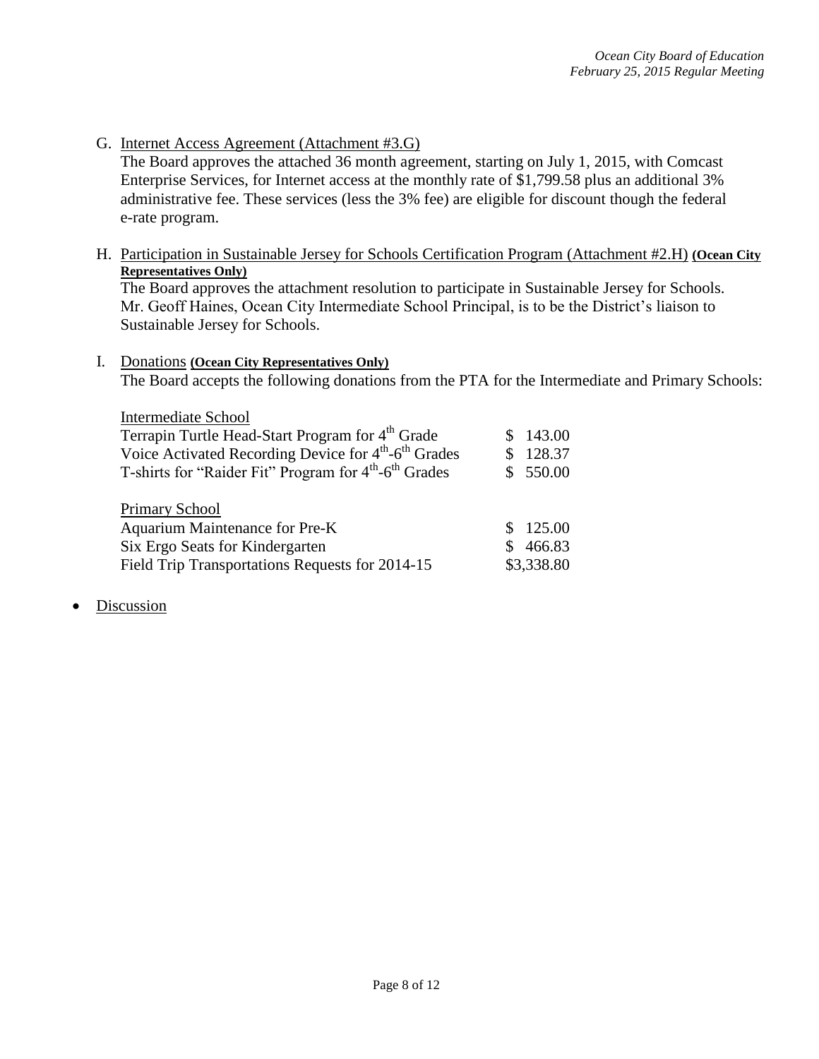G. Internet Access Agreement (Attachment #3.G)
The Board approves the attached 36 month agreement, starting on July 1, 2015, with Comcast Enterprise Services, for Internet access at the monthly rate of $1,799.58 plus an additional 3% administrative fee. These services (less the 3% fee) are eligible for discount though the federal e-rate program.

H. Participation in Sustainable Jersey for Schools Certification Program (Attachment #2.H) **(Ocean City Representatives Only)**
The Board approves the attachment resolution to participate in Sustainable Jersey for Schools. Mr. Geoff Haines, Ocean City Intermediate School Principal, is to be the District's liaison to Sustainable Jersey for Schools.

I. Donations **(Ocean City Representatives Only)**
The Board accepts the following donations from the PTA for the Intermediate and Primary Schools:

| Intermediate School | |
|---|---|
| Terrapin Turtle Head-Start Program for 4th Grade | $ 143.00 |
| Voice Activated Recording Device for 4th-6th Grades | $ 128.37 |
| T-shirts for "Raider Fit" Program for 4th-6th Grades | $ 550.00 |
| | |
| Primary School | |
| Aquarium Maintenance for Pre-K | $ 125.00 |
| Six Ergo Seats for Kindergarten | $ 466.83 |
| Field Trip Transportations Requests for 2014-15 | $3,338.80 |

- Discussion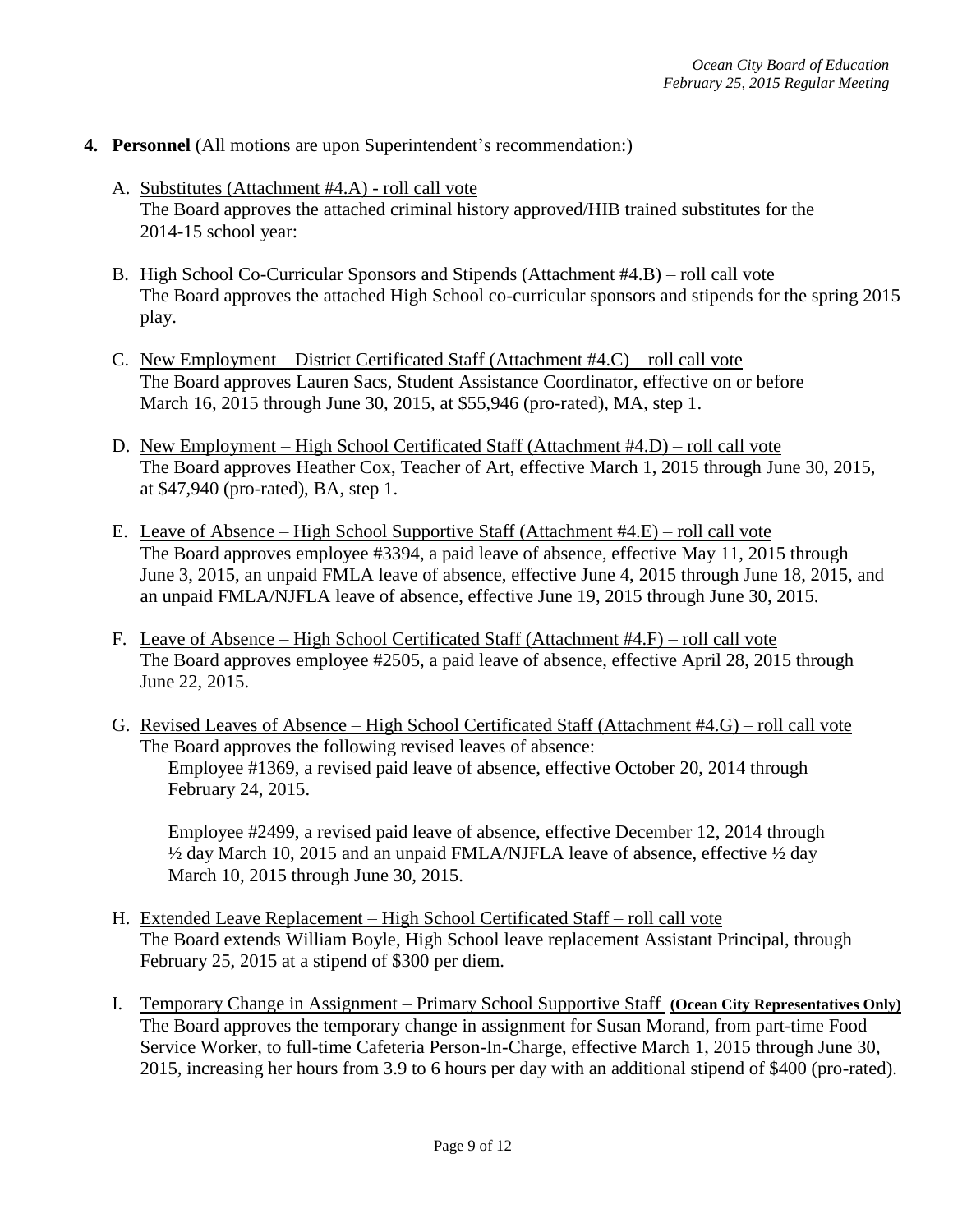4. **Personnel** (All motions are upon Superintendent's recommendation:)

   A. Substitutes (Attachment #4.A) - roll call vote
   The Board approves the attached criminal history approved/HIB trained substitutes for the 2014-15 school year:

   B. High School Co-Curricular Sponsors and Stipends (Attachment #4.B) – roll call vote
   The Board approves the attached High School co-curricular sponsors and stipends for the spring 2015 play.

   C. New Employment – District Certificated Staff (Attachment #4.C) – roll call vote
   The Board approves Lauren Sacs, Student Assistance Coordinator, effective on or before March 16, 2015 through June 30, 2015, at $55,946 (pro-rated), MA, step 1.

   D. New Employment – High School Certificated Staff (Attachment #4.D) – roll call vote
   The Board approves Heather Cox, Teacher of Art, effective March 1, 2015 through June 30, 2015, at $47,940 (pro-rated), BA, step 1.

   E. Leave of Absence – High School Supportive Staff (Attachment #4.E) – roll call vote
   The Board approves employee #3394, a paid leave of absence, effective May 11, 2015 through June 3, 2015, an unpaid FMLA leave of absence, effective June 4, 2015 through June 18, 2015, and an unpaid FMLA/NJFLA leave of absence, effective June 19, 2015 through June 30, 2015.

   F. Leave of Absence – High School Certificated Staff (Attachment #4.F) – roll call vote
   The Board approves employee #2505, a paid leave of absence, effective April 28, 2015 through June 22, 2015.

   G. Revised Leaves of Absence – High School Certificated Staff (Attachment #4.G) – roll call vote
   The Board approves the following revised leaves of absence:

      Employee #1369, a revised paid leave of absence, effective October 20, 2014 through February 24, 2015.

      Employee #2499, a revised paid leave of absence, effective December 12, 2014 through ½ day March 10, 2015 and an unpaid FMLA/NJFLA leave of absence, effective ½ day March 10, 2015 through June 30, 2015.

   H. Extended Leave Replacement – High School Certificated Staff – roll call vote
   The Board extends William Boyle, High School leave replacement Assistant Principal, through February 25, 2015 at a stipend of $300 per diem.

   I. Temporary Change in Assignment – Primary School Supportive Staff **(Ocean City Representatives Only)**
   The Board approves the temporary change in assignment for Susan Morand, from part-time Food Service Worker, to full-time Cafeteria Person-In-Charge, effective March 1, 2015 through June 30, 2015, increasing her hours from 3.9 to 6 hours per day with an additional stipend of $400 (pro-rated).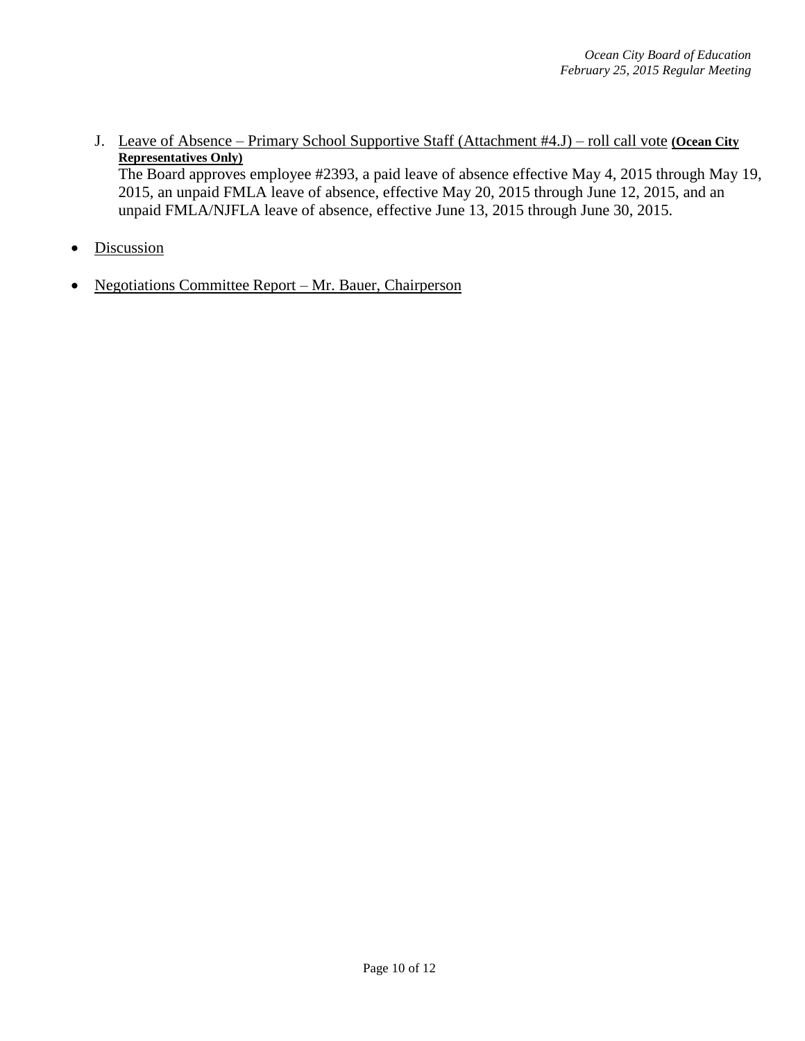J. Leave of Absence – Primary School Supportive Staff (Attachment #4.J) – roll call vote **(Ocean City Representatives Only)**
   The Board approves employee #2393, a paid leave of absence effective May 4, 2015 through May 19, 2015, an unpaid FMLA leave of absence, effective May 20, 2015 through June 12, 2015, and an unpaid FMLA/NJFLA leave of absence, effective June 13, 2015 through June 30, 2015.

- Discussion

- Negotiations Committee Report – Mr. Bauer, Chairperson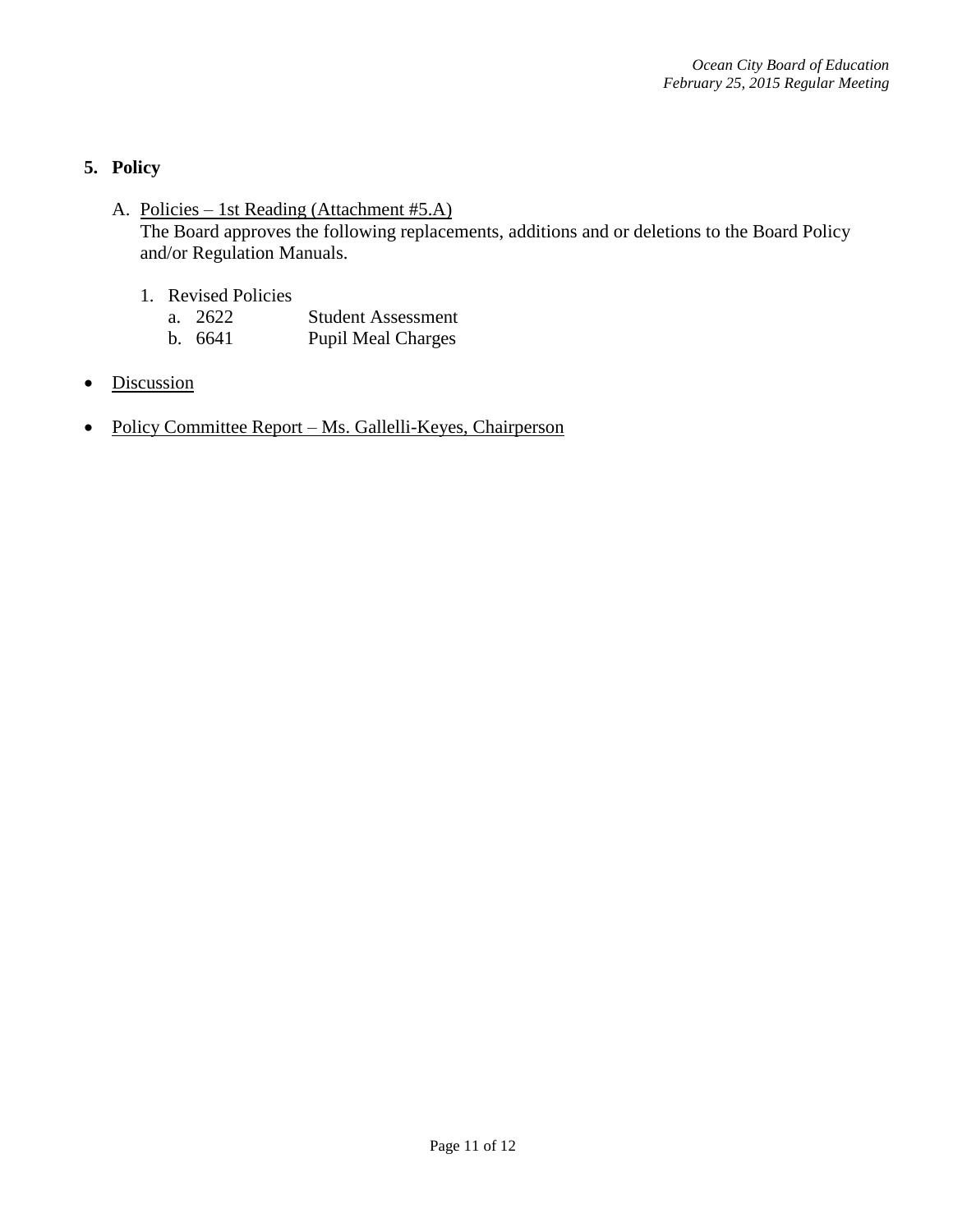## 5. Policy

A. <u>Policies – 1st Reading (Attachment #5.A)</u>
   The Board approves the following replacements, additions and or deletions to the Board Policy and/or Regulation Manuals.

   1. Revised Policies
      a. 2622 Student Assessment
      b. 6641 Pupil Meal Charges

- <u>Discussion</u>

- <u>Policy Committee Report – Ms. Gallelli-Keyes, Chairperson</u>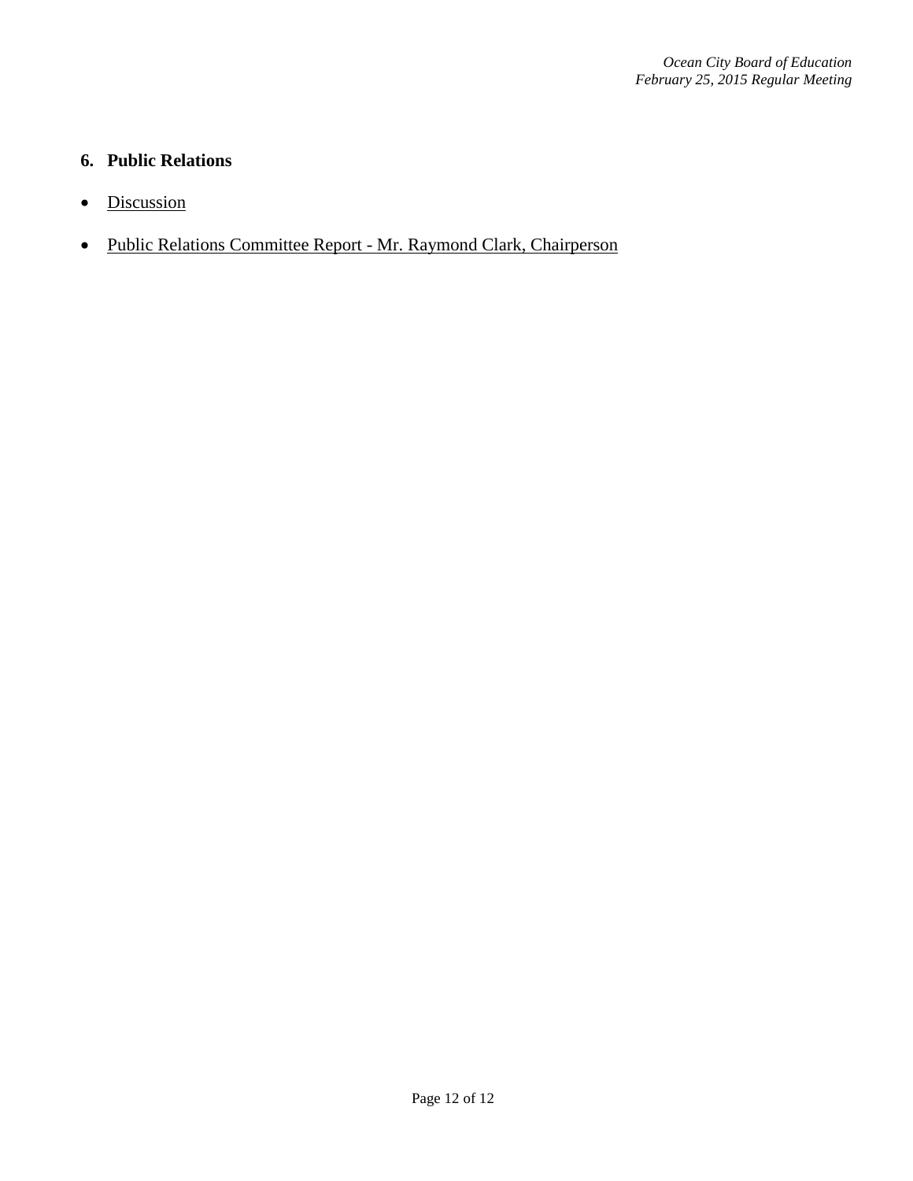## 6. Public Relations

- Discussion

- Public Relations Committee Report - Mr. Raymond Clark, Chairperson